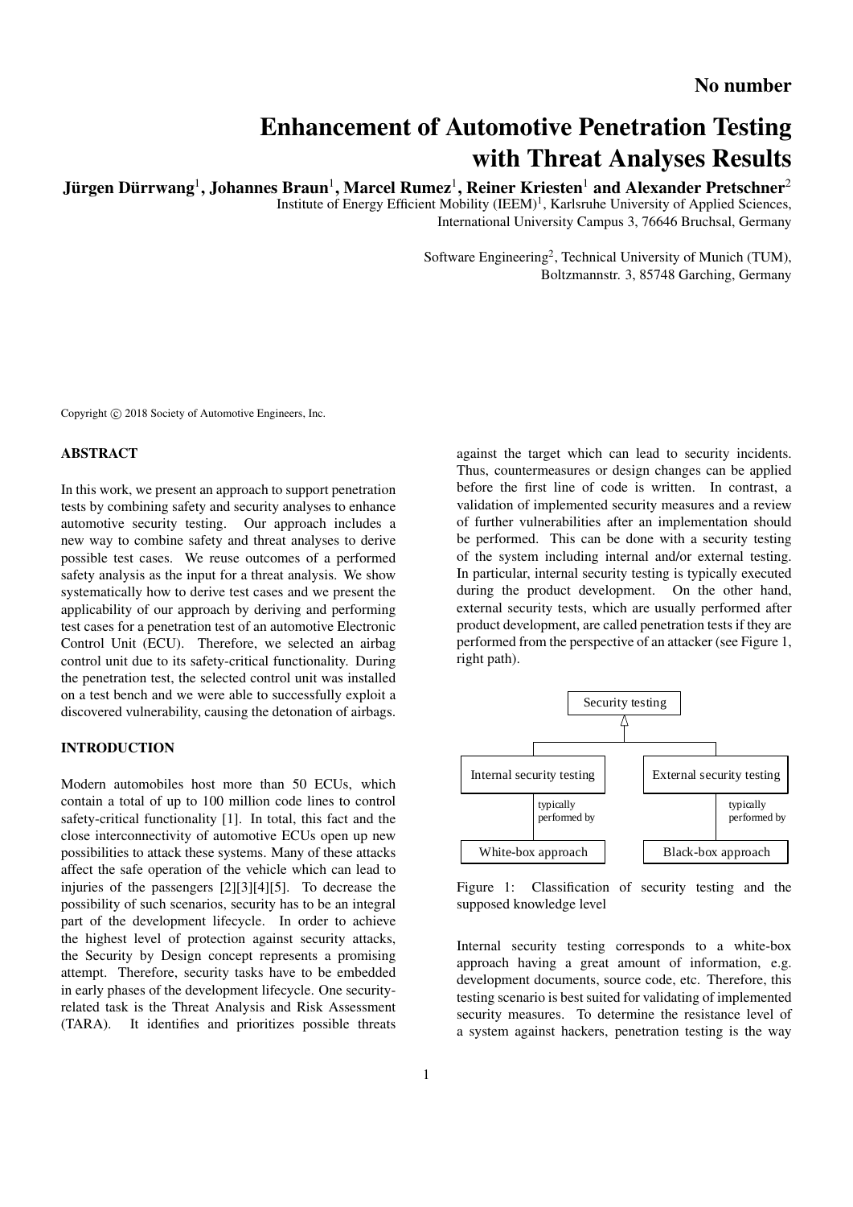No number

# Enhancement of Automotive Penetration Testing with Threat Analyses Results

**Jürgen Dürrwang[1], Johannes Braun[1], Marcel Rumez[1], Reiner Kriesten[1] and Alexander Pretschner[2]**

Institute of Energy Efficient Mobility (IEEM)[1], Karlsruhe University of Applied Sciences, International University Campus 3, 76646 Bruchsal, Germany

Software Engineering[2], Technical University of Munich (TUM), Boltzmannstr. 3, 85748 Garching, Germany

Copyright © 2018 Society of Automotive Engineers, Inc.

## ABSTRACT

In this work, we present an approach to support penetration tests by combining safety and security analyses to enhance automotive security testing. Our approach includes a new way to combine safety and threat analyses to derive possible test cases. We reuse outcomes of a performed safety analysis as the input for a threat analysis. We show systematically how to derive test cases and we present the applicability of our approach by deriving and performing test cases for a penetration test of an automotive Electronic Control Unit (ECU). Therefore, we selected an airbag control unit due to its safety-critical functionality. During the penetration test, the selected control unit was installed on a test bench and we were able to successfully exploit a discovered vulnerability, causing the detonation of airbags.

## INTRODUCTION

Modern automobiles host more than 50 ECUs, which contain a total of up to 100 million code lines to control safety-critical functionality [1]. In total, this fact and the close interconnectivity of automotive ECUs open up new possibilities to attack these systems. Many of these attacks affect the safe operation of the vehicle which can lead to injuries of the passengers [2][3][4][5]. To decrease the possibility of such scenarios, security has to be an integral part of the development lifecycle. In order to achieve the highest level of protection against security attacks, the Security by Design concept represents a promising attempt. Therefore, security tasks have to be embedded in early phases of the development lifecycle. One security-related task is the Threat Analysis and Risk Assessment (TARA). It identifies and prioritizes possible threats against the target which can lead to security incidents. Thus, countermeasures or design changes can be applied before the first line of code is written. In contrast, a validation of implemented security measures and a review of further vulnerabilities after an implementation should be performed. This can be done with a security testing of the system including internal and/or external testing. In particular, internal security testing is typically executed during the product development. On the other hand, external security tests, which are usually performed after product development, are called penetration tests if they are performed from the perspective of an attacker (see Figure 1, right path).

Figure 1: Classification of security testing and the supposed knowledge level

Internal security testing corresponds to a white-box approach having a great amount of information, e.g. development documents, source code, etc. Therefore, this testing scenario is best suited for validating of implemented security measures. To determine the resistance level of a system against hackers, penetration testing is the way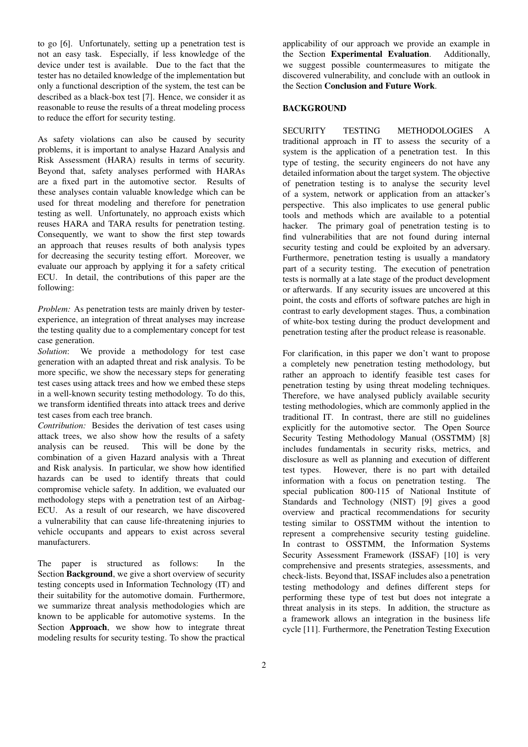to go [6]. Unfortunately, setting up a penetration test is not an easy task. Especially, if less knowledge of the device under test is available. Due to the fact that the tester has no detailed knowledge of the implementation but only a functional description of the system, the test can be described as a black-box test [7]. Hence, we consider it as reasonable to reuse the results of a threat modeling process to reduce the effort for security testing.

As safety violations can also be caused by security problems, it is important to analyse Hazard Analysis and Risk Assessment (HARA) results in terms of security. Beyond that, safety analyses performed with HARAs are a fixed part in the automotive sector. Results of these analyses contain valuable knowledge which can be used for threat modeling and therefore for penetration testing as well. Unfortunately, no approach exists which reuses HARA and TARA results for penetration testing. Consequently, we want to show the first step towards an approach that reuses results of both analysis types for decreasing the security testing effort. Moreover, we evaluate our approach by applying it for a safety critical ECU. In detail, the contributions of this paper are the following:

*Problem:* As penetration tests are mainly driven by tester-experience, an integration of threat analyses may increase the testing quality due to a complementary concept for test case generation.

*Solution*: We provide a methodology for test case generation with an adapted threat and risk analysis. To be more specific, we show the necessary steps for generating test cases using attack trees and how we embed these steps in a well-known security testing methodology. To do this, we transform identified threats into attack trees and derive test cases from each tree branch.

*Contribution:* Besides the derivation of test cases using attack trees, we also show how the results of a safety analysis can be reused. This will be done by the combination of a given Hazard analysis with a Threat and Risk analysis. In particular, we show how identified hazards can be used to identify threats that could compromise vehicle safety. In addition, we evaluated our methodology steps with a penetration test of an Airbag-ECU. As a result of our research, we have discovered a vulnerability that can cause life-threatening injuries to vehicle occupants and appears to exist across several manufacturers.

The paper is structured as follows: In the Section **Background**, we give a short overview of security testing concepts used in Information Technology (IT) and their suitability for the automotive domain. Furthermore, we summarize threat analysis methodologies which are known to be applicable for automotive systems. In the Section **Approach**, we show how to integrate threat modeling results for security testing. To show the practical applicability of our approach we provide an example in the Section **Experimental Evaluation**. Additionally, we suggest possible countermeasures to mitigate the discovered vulnerability, and conclude with an outlook in the Section **Conclusion and Future Work**.

## BACKGROUND

SECURITY TESTING METHODOLOGIES A traditional approach in IT to assess the security of a system is the application of a penetration test. In this type of testing, the security engineers do not have any detailed information about the target system. The objective of penetration testing is to analyse the security level of a system, network or application from an attacker's perspective. This also implicates to use general public tools and methods which are available to a potential hacker. The primary goal of penetration testing is to find vulnerabilities that are not found during internal security testing and could be exploited by an adversary. Furthermore, penetration testing is usually a mandatory part of a security testing. The execution of penetration tests is normally at a late stage of the product development or afterwards. If any security issues are uncovered at this point, the costs and efforts of software patches are high in contrast to early development stages. Thus, a combination of white-box testing during the product development and penetration testing after the product release is reasonable.

For clarification, in this paper we don't want to propose a completely new penetration testing methodology, but rather an approach to identify feasible test cases for penetration testing by using threat modeling techniques. Therefore, we have analysed publicly available security testing methodologies, which are commonly applied in the traditional IT. In contrast, there are still no guidelines explicitly for the automotive sector. The Open Source Security Testing Methodology Manual (OSSTMM) [8] includes fundamentals in security risks, metrics, and disclosure as well as planning and execution of different test types. However, there is no part with detailed information with a focus on penetration testing. The special publication 800-115 of National Institute of Standards and Technology (NIST) [9] gives a good overview and practical recommendations for security testing similar to OSSTMM without the intention to represent a comprehensive security testing guideline. In contrast to OSSTMM, the Information Systems Security Assessment Framework (ISSAF) [10] is very comprehensive and presents strategies, assessments, and check-lists. Beyond that, ISSAF includes also a penetration testing methodology and defines different steps for performing these type of test but does not integrate a threat analysis in its steps. In addition, the structure as a framework allows an integration in the business life cycle [11]. Furthermore, the Penetration Testing Execution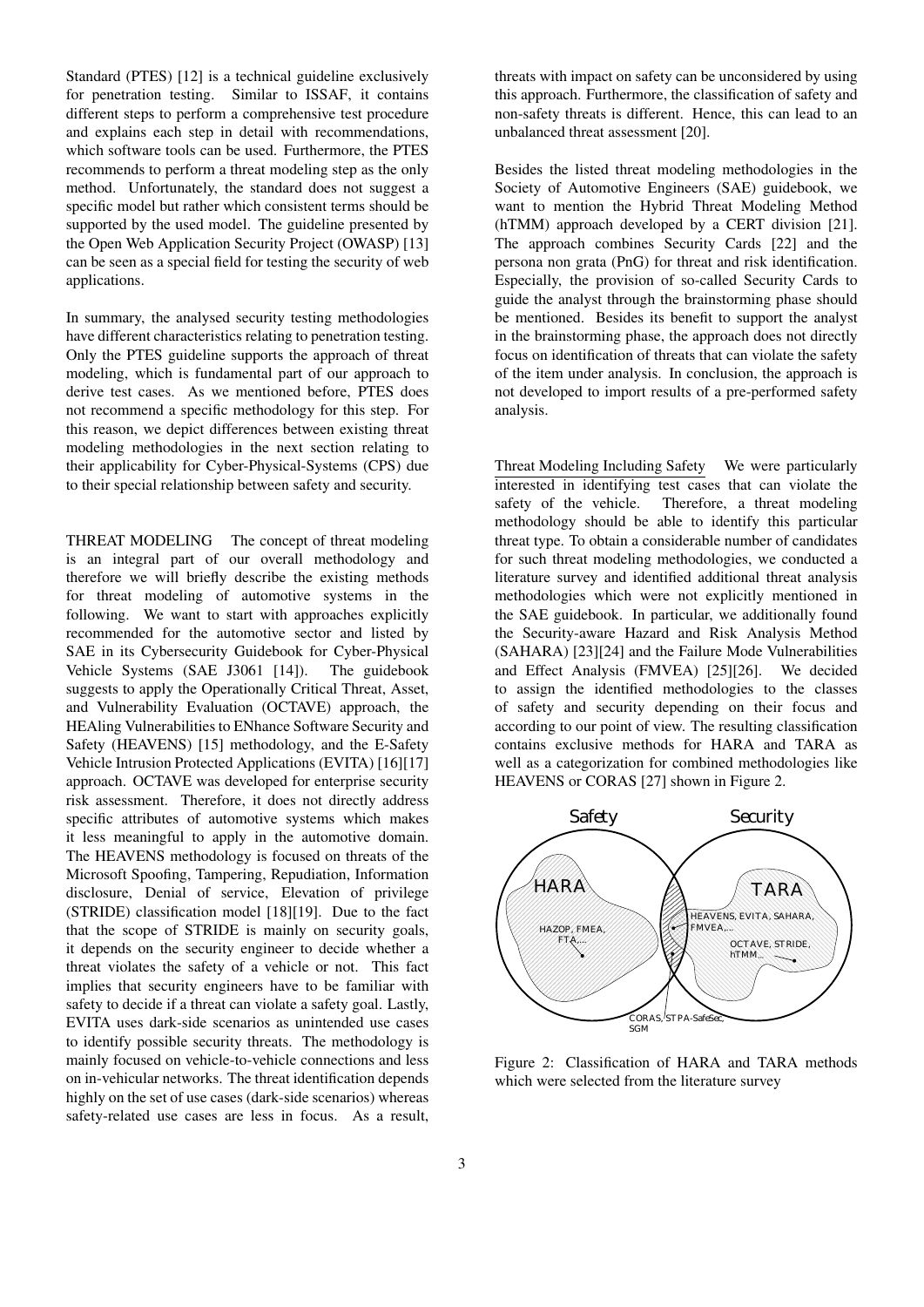Standard (PTES) [12] is a technical guideline exclusively for penetration testing. Similar to ISSAF, it contains different steps to perform a comprehensive test procedure and explains each step in detail with recommendations, which software tools can be used. Furthermore, the PTES recommends to perform a threat modeling step as the only method. Unfortunately, the standard does not suggest a specific model but rather which consistent terms should be supported by the used model. The guideline presented by the Open Web Application Security Project (OWASP) [13] can be seen as a special field for testing the security of web applications.

In summary, the analysed security testing methodologies have different characteristics relating to penetration testing. Only the PTES guideline supports the approach of threat modeling, which is fundamental part of our approach to derive test cases. As we mentioned before, PTES does not recommend a specific methodology for this step. For this reason, we depict differences between existing threat modeling methodologies in the next section relating to their applicability for Cyber-Physical-Systems (CPS) due to their special relationship between safety and security.

THREAT MODELING The concept of threat modeling is an integral part of our overall methodology and therefore we will briefly describe the existing methods for threat modeling of automotive systems in the following. We want to start with approaches explicitly recommended for the automotive sector and listed by SAE in its Cybersecurity Guidebook for Cyber-Physical Vehicle Systems (SAE J3061 [14]). The guidebook suggests to apply the Operationally Critical Threat, Asset, and Vulnerability Evaluation (OCTAVE) approach, the HEAling Vulnerabilities to ENhance Software Security and Safety (HEAVENS) [15] methodology, and the E-Safety Vehicle Intrusion Protected Applications (EVITA) [16][17] approach. OCTAVE was developed for enterprise security risk assessment. Therefore, it does not directly address specific attributes of automotive systems which makes it less meaningful to apply in the automotive domain. The HEAVENS methodology is focused on threats of the Microsoft Spoofing, Tampering, Repudiation, Information disclosure, Denial of service, Elevation of privilege (STRIDE) classification model [18][19]. Due to the fact that the scope of STRIDE is mainly on security goals, it depends on the security engineer to decide whether a threat violates the safety of a vehicle or not. This fact implies that security engineers have to be familiar with safety to decide if a threat can violate a safety goal. Lastly, EVITA uses dark-side scenarios as unintended use cases to identify possible security threats. The methodology is mainly focused on vehicle-to-vehicle connections and less on in-vehicular networks. The threat identification depends highly on the set of use cases (dark-side scenarios) whereas safety-related use cases are less in focus. As a result, threats with impact on safety can be unconsidered by using this approach. Furthermore, the classification of safety and non-safety threats is different. Hence, this can lead to an unbalanced threat assessment [20].

Besides the listed threat modeling methodologies in the Society of Automotive Engineers (SAE) guidebook, we want to mention the Hybrid Threat Modeling Method (hTMM) approach developed by a CERT division [21]. The approach combines Security Cards [22] and the persona non grata (PnG) for threat and risk identification. Especially, the provision of so-called Security Cards to guide the analyst through the brainstorming phase should be mentioned. Besides its benefit to support the analyst in the brainstorming phase, the approach does not directly focus on identification of threats that can violate the safety of the item under analysis. In conclusion, the approach is not developed to import results of a pre-performed safety analysis.

Threat Modeling Including Safety We were particularly interested in identifying test cases that can violate the safety of the vehicle. Therefore, a threat modeling methodology should be able to identify this particular threat type. To obtain a considerable number of candidates for such threat modeling methodologies, we conducted a literature survey and identified additional threat analysis methodologies which were not explicitly mentioned in the SAE guidebook. In particular, we additionally found the Security-aware Hazard and Risk Analysis Method (SAHARA) [23][24] and the Failure Mode Vulnerabilities and Effect Analysis (FMVEA) [25][26]. We decided to assign the identified methodologies to the classes of safety and security depending on their focus and according to our point of view. The resulting classification contains exclusive methods for HARA and TARA as well as a categorization for combined methodologies like HEAVENS or CORAS [27] shown in Figure 2.

Figure 2: Classification of HARA and TARA methods which were selected from the literature survey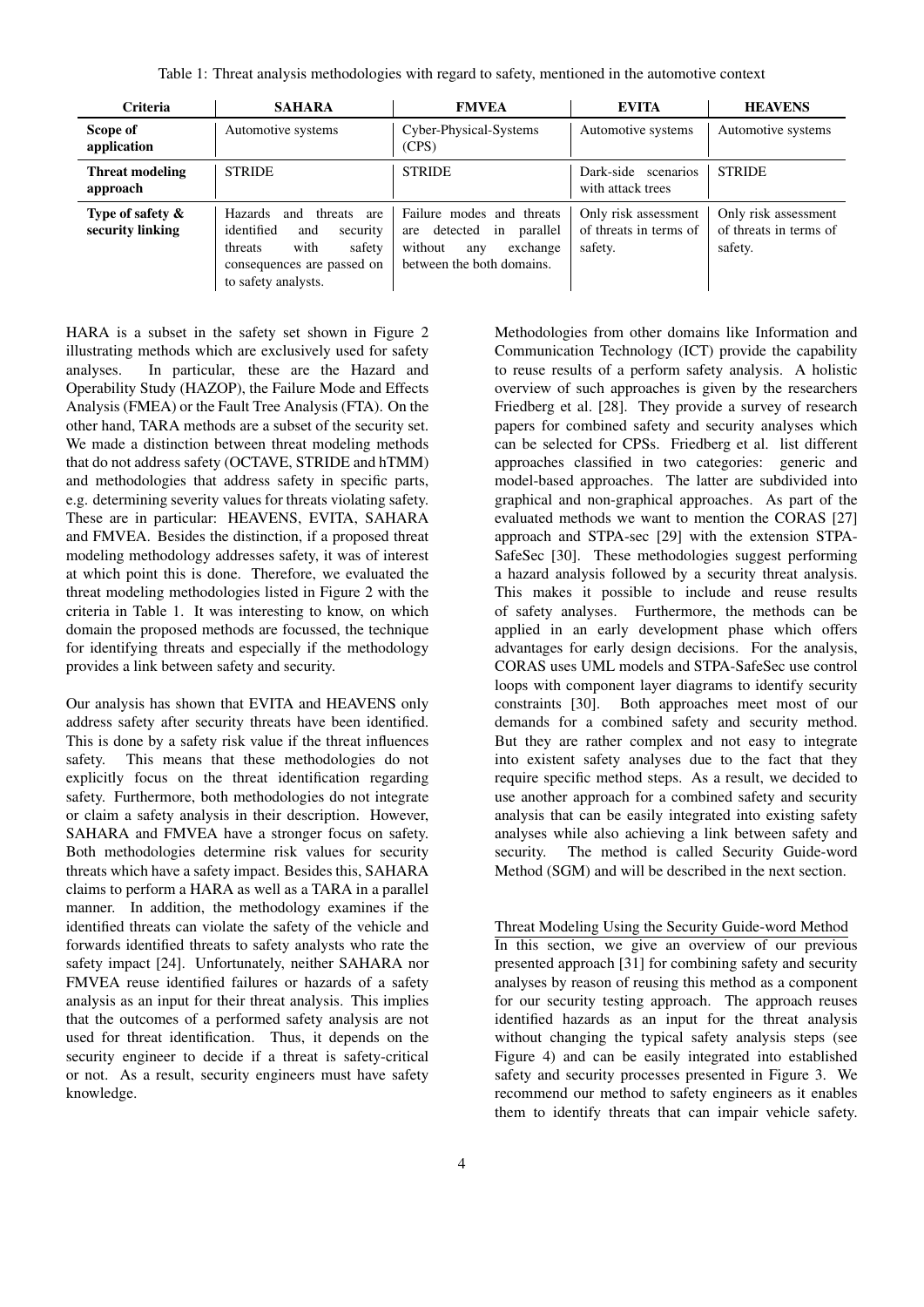Table 1: Threat analysis methodologies with regard to safety, mentioned in the automotive context

| Criteria | SAHARA | FMVEA | EVITA | HEAVENS |
|---|---|---|---|---|
| **Scope of application** | Automotive systems | Cyber-Physical-Systems (CPS) | Automotive systems | Automotive systems |
| **Threat modeling approach** | STRIDE | STRIDE | Dark-side scenarios with attack trees | STRIDE |
| **Type of safety & security linking** | Hazards and threats are identified and security threats with safety consequences are passed on to safety analysts. | Failure modes and threats are detected in parallel without any exchange between the both domains. | Only risk assessment of threats in terms of safety. | Only risk assessment of threats in terms of safety. |

HARA is a subset in the safety set shown in Figure 2 illustrating methods which are exclusively used for safety analyses. In particular, these are the Hazard and Operability Study (HAZOP), the Failure Mode and Effects Analysis (FMEA) or the Fault Tree Analysis (FTA). On the other hand, TARA methods are a subset of the security set. We made a distinction between threat modeling methods that do not address safety (OCTAVE, STRIDE and hTMM) and methodologies that address safety in specific parts, e.g. determining severity values for threats violating safety. These are in particular: HEAVENS, EVITA, SAHARA and FMVEA. Besides the distinction, if a proposed threat modeling methodology addresses safety, it was of interest at which point this is done. Therefore, we evaluated the threat modeling methodologies listed in Figure 2 with the criteria in Table 1. It was interesting to know, on which domain the proposed methods are focussed, the technique for identifying threats and especially if the methodology provides a link between safety and security.

Our analysis has shown that EVITA and HEAVENS only address safety after security threats have been identified. This is done by a safety risk value if the threat influences safety. This means that these methodologies do not explicitly focus on the threat identification regarding safety. Furthermore, both methodologies do not integrate or claim a safety analysis in their description. However, SAHARA and FMVEA have a stronger focus on safety. Both methodologies determine risk values for security threats which have a safety impact. Besides this, SAHARA claims to perform a HARA as well as a TARA in a parallel manner. In addition, the methodology examines if the identified threats can violate the safety of the vehicle and forwards identified threats to safety analysts who rate the safety impact [24]. Unfortunately, neither SAHARA nor FMVEA reuse identified failures or hazards of a safety analysis as an input for their threat analysis. This implies that the outcomes of a performed safety analysis are not used for threat identification. Thus, it depends on the security engineer to decide if a threat is safety-critical or not. As a result, security engineers must have safety knowledge.

Methodologies from other domains like Information and Communication Technology (ICT) provide the capability to reuse results of a perform safety analysis. A holistic overview of such approaches is given by the researchers Friedberg et al. [28]. They provide a survey of research papers for combined safety and security analyses which can be selected for CPSs. Friedberg et al. list different approaches classified in two categories: generic and model-based approaches. The latter are subdivided into graphical and non-graphical approaches. As part of the evaluated methods we want to mention the CORAS [27] approach and STPA-sec [29] with the extension STPA-SafeSec [30]. These methodologies suggest performing a hazard analysis followed by a security threat analysis. This makes it possible to include and reuse results of safety analyses. Furthermore, the methods can be applied in an early development phase which offers advantages for early design decisions. For the analysis, CORAS uses UML models and STPA-SafeSec use control loops with component layer diagrams to identify security constraints [30]. Both approaches meet most of our demands for a combined safety and security method. But they are rather complex and not easy to integrate into existent safety analyses due to the fact that they require specific method steps. As a result, we decided to use another approach for a combined safety and security analysis that can be easily integrated into existing safety analyses while also achieving a link between safety and security. The method is called Security Guide-word Method (SGM) and will be described in the next section.

## Threat Modeling Using the Security Guide-word Method

In this section, we give an overview of our previous presented approach [31] for combining safety and security analyses by reason of reusing this method as a component for our security testing approach. The approach reuses identified hazards as an input for the threat analysis without changing the typical safety analysis steps (see Figure 4) and can be easily integrated into established safety and security processes presented in Figure 3. We recommend our method to safety engineers as it enables them to identify threats that can impair vehicle safety.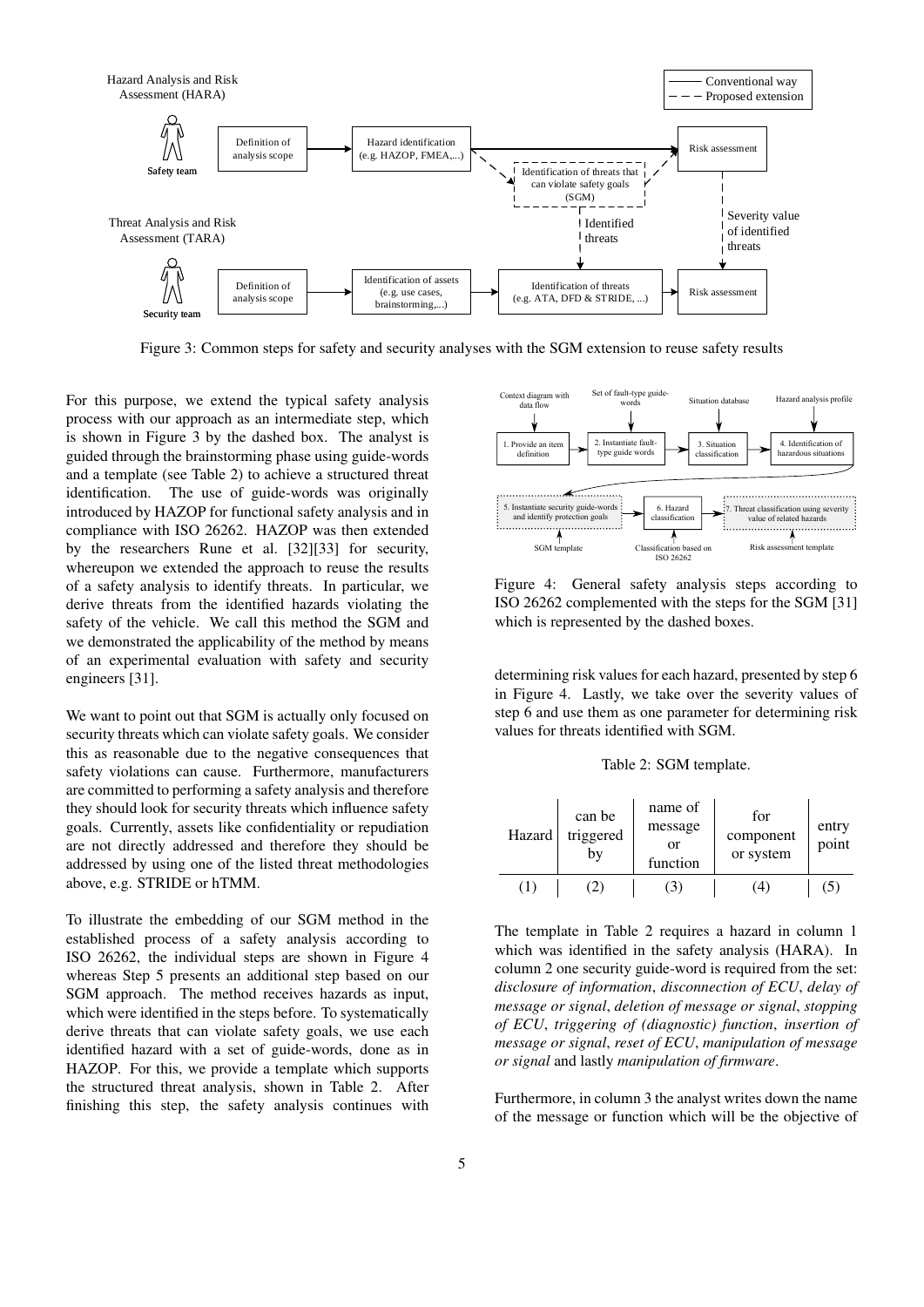Figure 3: Common steps for safety and security analyses with the SGM extension to reuse safety results

For this purpose, we extend the typical safety analysis process with our approach as an intermediate step, which is shown in Figure 3 by the dashed box. The analyst is guided through the brainstorming phase using guide-words and a template (see Table 2) to achieve a structured threat identification. The use of guide-words was originally introduced by HAZOP for functional safety analysis and in compliance with ISO 26262. HAZOP was then extended by the researchers Rune et al. [32][33] for security, whereupon we extended the approach to reuse the results of a safety analysis to identify threats. In particular, we derive threats from the identified hazards violating the safety of the vehicle. We call this method the SGM and we demonstrated the applicability of the method by means of an experimental evaluation with safety and security engineers [31].

We want to point out that SGM is actually only focused on security threats which can violate safety goals. We consider this as reasonable due to the negative consequences that safety violations can cause. Furthermore, manufacturers are committed to performing a safety analysis and therefore they should look for security threats which influence safety goals. Currently, assets like confidentiality or repudiation are not directly addressed and therefore they should be addressed by using one of the listed threat methodologies above, e.g. STRIDE or hTMM.

To illustrate the embedding of our SGM method in the established process of a safety analysis according to ISO 26262, the individual steps are shown in Figure 4 whereas Step 5 presents an additional step based on our SGM approach. The method receives hazards as input, which were identified in the steps before. To systematically derive threats that can violate safety goals, we use each identified hazard with a set of guide-words, done as in HAZOP. For this, we provide a template which supports the structured threat analysis, shown in Table 2. After finishing this step, the safety analysis continues with determining risk values for each hazard, presented by step 6 in Figure 4. Lastly, we take over the severity values of step 6 and use them as one parameter for determining risk values for threats identified with SGM.

Figure 4: General safety analysis steps according to ISO 26262 complemented with the steps for the SGM [31] which is represented by the dashed boxes.

Table 2: SGM template.

| Hazard | can be triggered by | name of message or function | for component or system | entry point |
|---|---|---|---|---|
| (1) | (2) | (3) | (4) | (5) |

The template in Table 2 requires a hazard in column 1 which was identified in the safety analysis (HARA). In column 2 one security guide-word is required from the set: *disclosure of information*, *disconnection of ECU*, *delay of message or signal*, *deletion of message or signal*, *stopping of ECU*, *triggering of (diagnostic) function*, *insertion of message or signal*, *reset of ECU*, *manipulation of message or signal* and lastly *manipulation of firmware*.

Furthermore, in column 3 the analyst writes down the name of the message or function which will be the objective of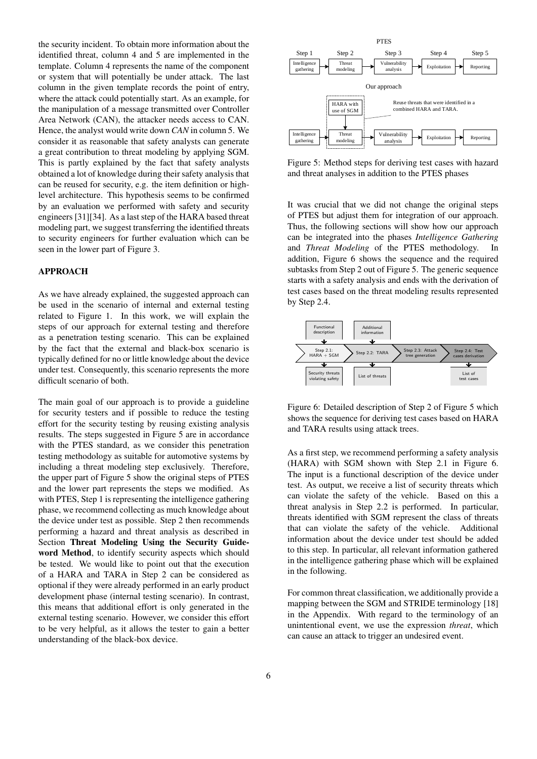the security incident. To obtain more information about the identified threat, column 4 and 5 are implemented in the template. Column 4 represents the name of the component or system that will potentially be under attack. The last column in the given template records the point of entry, where the attack could potentially start. As an example, for the manipulation of a message transmitted over Controller Area Network (CAN), the attacker needs access to CAN. Hence, the analyst would write down *CAN* in column 5. We consider it as reasonable that safety analysts can generate a great contribution to threat modeling by applying SGM. This is partly explained by the fact that safety analysts obtained a lot of knowledge during their safety analysis that can be reused for security, e.g. the item definition or high-level architecture. This hypothesis seems to be confirmed by an evaluation we performed with safety and security engineers [31][34]. As a last step of the HARA based threat modeling part, we suggest transferring the identified threats to security engineers for further evaluation which can be seen in the lower part of Figure 3.

## APPROACH

As we have already explained, the suggested approach can be used in the scenario of internal and external testing related to Figure 1. In this work, we will explain the steps of our approach for external testing and therefore as a penetration testing scenario. This can be explained by the fact that the external and black-box scenario is typically defined for no or little knowledge about the device under test. Consequently, this scenario represents the more difficult scenario of both.

The main goal of our approach is to provide a guideline for security testers and if possible to reduce the testing effort for the security testing by reusing existing analysis results. The steps suggested in Figure 5 are in accordance with the PTES standard, as we consider this penetration testing methodology as suitable for automotive systems by including a threat modeling step exclusively. Therefore, the upper part of Figure 5 show the original steps of PTES and the lower part represents the steps we modified. As with PTES, Step 1 is representing the intelligence gathering phase, we recommend collecting as much knowledge about the device under test as possible. Step 2 then recommends performing a hazard and threat analysis as described in Section **Threat Modeling Using the Security Guideword Method**, to identify security aspects which should be tested. We would like to point out that the execution of a HARA and TARA in Step 2 can be considered as optional if they were already performed in an early product development phase (internal testing scenario). In contrast, this means that additional effort is only generated in the external testing scenario. However, we consider this effort to be very helpful, as it allows the tester to gain a better understanding of the black-box device.

PTES

| Step 1 | Step 2 | Step 3 | Step 4 | Step 5 |
|---|---|---|---|---|
| Intelligence gathering | Threat modeling | Vulnerability analysis | Exploitation | Reporting |

Our approach

HARA with use of SGM → Threat modeling

Reuse threats that were identified in a combined HARA and TARA.

Intelligence gathering → Threat modeling → Vulnerability analysis → Exploitation → Reporting

Figure 5: Method steps for deriving test cases with hazard and threat analyses in addition to the PTES phases

It was crucial that we did not change the original steps of PTES but adjust them for integration of our approach. Thus, the following sections will show how our approach can be integrated into the phases *Intelligence Gathering* and *Threat Modeling* of the PTES methodology. In addition, Figure 6 shows the sequence and the required subtasks from Step 2 out of Figure 5. The generic sequence starts with a safety analysis and ends with the derivation of test cases based on the threat modeling results represented by Step 2.4.

Functional description → Step 2.1: HARA + SGM → Security threats violating safety

Additional information → Step 2.2: TARA → List of threats

Step 2.3: Attack tree generation

Step 2.4: Test cases derivation → List of test cases

Figure 6: Detailed description of Step 2 of Figure 5 which shows the sequence for deriving test cases based on HARA and TARA results using attack trees.

As a first step, we recommend performing a safety analysis (HARA) with SGM shown with Step 2.1 in Figure 6. The input is a functional description of the device under test. As output, we receive a list of security threats which can violate the safety of the vehicle. Based on this a threat analysis in Step 2.2 is performed. In particular, threats identified with SGM represent the class of threats that can violate the safety of the vehicle. Additional information about the device under test should be added to this step. In particular, all relevant information gathered in the intelligence gathering phase which will be explained in the following.

For common threat classification, we additionally provide a mapping between the SGM and STRIDE terminology [18] in the Appendix. With regard to the terminology of an unintentional event, we use the expression *threat*, which can cause an attack to trigger an undesired event.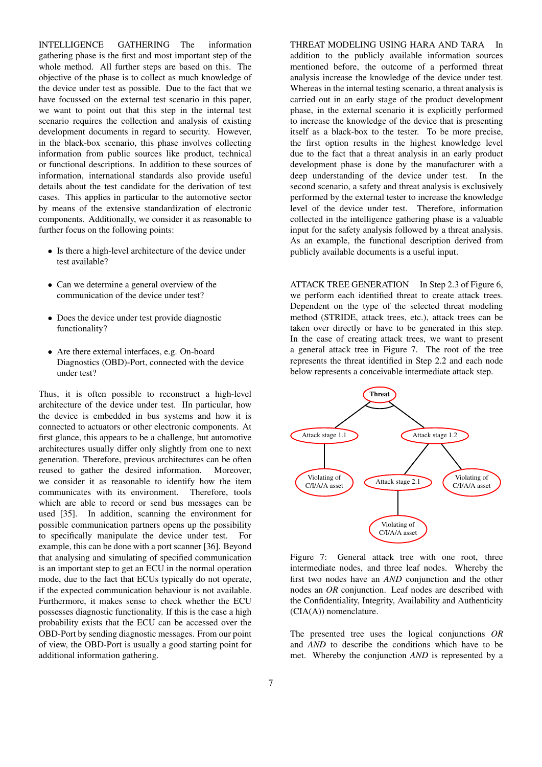INTELLIGENCE GATHERING The information gathering phase is the first and most important step of the whole method. All further steps are based on this. The objective of the phase is to collect as much knowledge of the device under test as possible. Due to the fact that we have focussed on the external test scenario in this paper, we want to point out that this step in the internal test scenario requires the collection and analysis of existing development documents in regard to security. However, in the black-box scenario, this phase involves collecting information from public sources like product, technical or functional descriptions. In addition to these sources of information, international standards also provide useful details about the test candidate for the derivation of test cases. This applies in particular to the automotive sector by means of the extensive standardization of electronic components. Additionally, we consider it as reasonable to further focus on the following points:

- Is there a high-level architecture of the device under test available?
- Can we determine a general overview of the communication of the device under test?
- Does the device under test provide diagnostic functionality?
- Are there external interfaces, e.g. On-board Diagnostics (OBD)-Port, connected with the device under test?

Thus, it is often possible to reconstruct a high-level architecture of the device under test. IIn particular, how the device is embedded in bus systems and how it is connected to actuators or other electronic components. At first glance, this appears to be a challenge, but automotive architectures usually differ only slightly from one to next generation. Therefore, previous architectures can be often reused to gather the desired information. Moreover, we consider it as reasonable to identify how the item communicates with its environment. Therefore, tools which are able to record or send bus messages can be used [35]. In addition, scanning the environment for possible communication partners opens up the possibility to specifically manipulate the device under test. For example, this can be done with a port scanner [36]. Beyond that analysing and simulating of specified communication is an important step to get an ECU in the normal operation mode, due to the fact that ECUs typically do not operate, if the expected communication behaviour is not available. Furthermore, it makes sense to check whether the ECU possesses diagnostic functionality. If this is the case a high probability exists that the ECU can be accessed over the OBD-Port by sending diagnostic messages. From our point of view, the OBD-Port is usually a good starting point for additional information gathering.

THREAT MODELING USING HARA AND TARA In addition to the publicly available information sources mentioned before, the outcome of a performed threat analysis increase the knowledge of the device under test. Whereas in the internal testing scenario, a threat analysis is carried out in an early stage of the product development phase, in the external scenario it is explicitly performed to increase the knowledge of the device that is presenting itself as a black-box to the tester. To be more precise, the first option results in the highest knowledge level due to the fact that a threat analysis in an early product development phase is done by the manufacturer with a deep understanding of the device under test. In the second scenario, a safety and threat analysis is exclusively performed by the external tester to increase the knowledge level of the device under test. Therefore, information collected in the intelligence gathering phase is a valuable input for the safety analysis followed by a threat analysis. As an example, the functional description derived from publicly available documents is a useful input.

ATTACK TREE GENERATION In Step 2.3 of Figure 6, we perform each identified threat to create attack trees. Dependent on the type of the selected threat modeling method (STRIDE, attack trees, etc.), attack trees can be taken over directly or have to be generated in this step. In the case of creating attack trees, we want to present a general attack tree in Figure 7. The root of the tree represents the threat identified in Step 2.2 and each node below represents a conceivable intermediate attack step.

Threat
Attack stage 1.1
Attack stage 1.2
Violating of C/I/A/A asset
Attack stage 2.1
Violating of C/I/A/A asset
Violating of C/I/A/A asset

Figure 7: General attack tree with one root, three intermediate nodes, and three leaf nodes. Whereby the first two nodes have an *AND* conjunction and the other nodes an *OR* conjunction. Leaf nodes are described with the Confidentiality, Integrity, Availability and Authenticity (CIA(A)) nomenclature.

The presented tree uses the logical conjunctions *OR* and *AND* to describe the conditions which have to be met. Whereby the conjunction *AND* is represented by a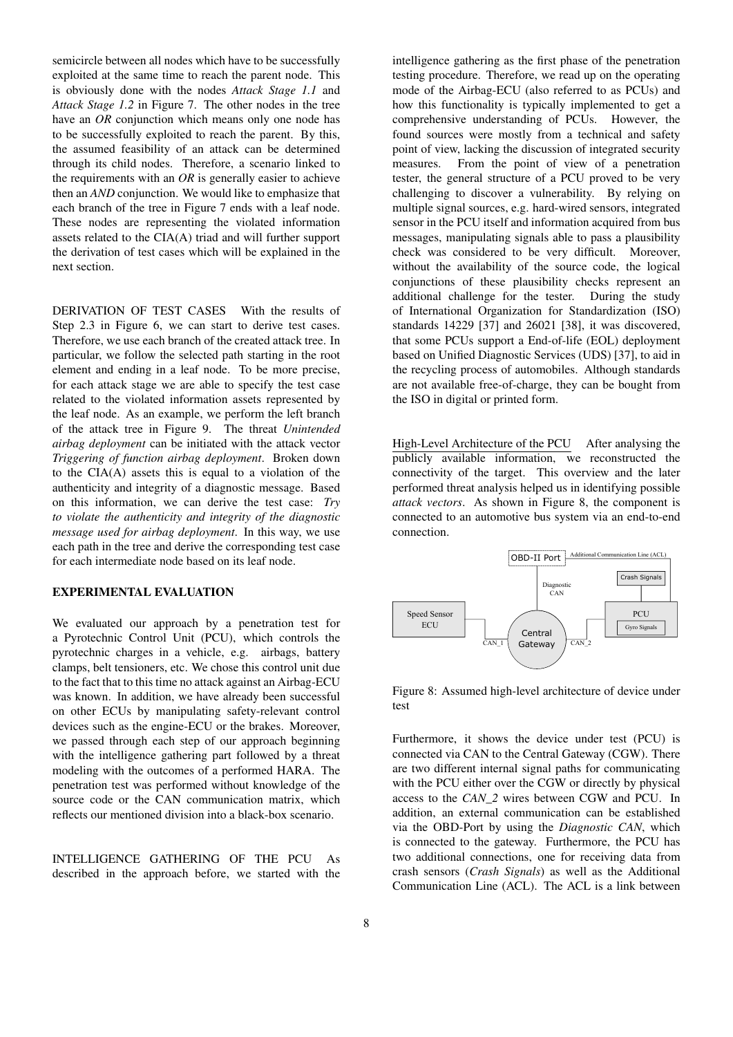semicircle between all nodes which have to be successfully exploited at the same time to reach the parent node. This is obviously done with the nodes *Attack Stage 1.1* and *Attack Stage 1.2* in Figure 7. The other nodes in the tree have an *OR* conjunction which means only one node has to be successfully exploited to reach the parent. By this, the assumed feasibility of an attack can be determined through its child nodes. Therefore, a scenario linked to the requirements with an *OR* is generally easier to achieve then an *AND* conjunction. We would like to emphasize that each branch of the tree in Figure 7 ends with a leaf node. These nodes are representing the violated information assets related to the CIA(A) triad and will further support the derivation of test cases which will be explained in the next section.

DERIVATION OF TEST CASES With the results of Step 2.3 in Figure 6, we can start to derive test cases. Therefore, we use each branch of the created attack tree. In particular, we follow the selected path starting in the root element and ending in a leaf node. To be more precise, for each attack stage we are able to specify the test case related to the violated information assets represented by the leaf node. As an example, we perform the left branch of the attack tree in Figure 9. The threat *Unintended airbag deployment* can be initiated with the attack vector *Triggering of function airbag deployment*. Broken down to the CIA(A) assets this is equal to a violation of the authenticity and integrity of a diagnostic message. Based on this information, we can derive the test case: *Try to violate the authenticity and integrity of the diagnostic message used for airbag deployment*. In this way, we use each path in the tree and derive the corresponding test case for each intermediate node based on its leaf node.

## EXPERIMENTAL EVALUATION

We evaluated our approach by a penetration test for a Pyrotechnic Control Unit (PCU), which controls the pyrotechnic charges in a vehicle, e.g. airbags, battery clamps, belt tensioners, etc. We chose this control unit due to the fact that to this time no attack against an Airbag-ECU was known. In addition, we have already been successful on other ECUs by manipulating safety-relevant control devices such as the engine-ECU or the brakes. Moreover, we passed through each step of our approach beginning with the intelligence gathering part followed by a threat modeling with the outcomes of a performed HARA. The penetration test was performed without knowledge of the source code or the CAN communication matrix, which reflects our mentioned division into a black-box scenario.

INTELLIGENCE GATHERING OF THE PCU As described in the approach before, we started with the intelligence gathering as the first phase of the penetration testing procedure. Therefore, we read up on the operating mode of the Airbag-ECU (also referred to as PCUs) and how this functionality is typically implemented to get a comprehensive understanding of PCUs. However, the found sources were mostly from a technical and safety point of view, lacking the discussion of integrated security measures. From the point of view of a penetration tester, the general structure of a PCU proved to be very challenging to discover a vulnerability. By relying on multiple signal sources, e.g. hard-wired sensors, integrated sensor in the PCU itself and information acquired from bus messages, manipulating signals able to pass a plausibility check was considered to be very difficult. Moreover, without the availability of the source code, the logical conjunctions of these plausibility checks represent an additional challenge for the tester. During the study of International Organization for Standardization (ISO) standards 14229 [37] and 26021 [38], it was discovered, that some PCUs support a End-of-life (EOL) deployment based on Unified Diagnostic Services (UDS) [37], to aid in the recycling process of automobiles. Although standards are not available free-of-charge, they can be bought from the ISO in digital or printed form.

High-Level Architecture of the PCU After analysing the publicly available information, we reconstructed the connectivity of the target. This overview and the later performed threat analysis helped us in identifying possible *attack vectors*. As shown in Figure 8, the component is connected to an automotive bus system via an end-to-end connection.

OBD-II Port
Additional Communication Line (ACL)
Crash Signals
Diagnostic CAN
Speed Sensor ECU
PCU
Gyro Signals
Central Gateway
CAN_1
CAN_2

Figure 8: Assumed high-level architecture of device under test

Furthermore, it shows the device under test (PCU) is connected via CAN to the Central Gateway (CGW). There are two different internal signal paths for communicating with the PCU either over the CGW or directly by physical access to the *CAN_2* wires between CGW and PCU. In addition, an external communication can be established via the OBD-Port by using the *Diagnostic CAN*, which is connected to the gateway. Furthermore, the PCU has two additional connections, one for receiving data from crash sensors (*Crash Signals*) as well as the Additional Communication Line (ACL). The ACL is a link between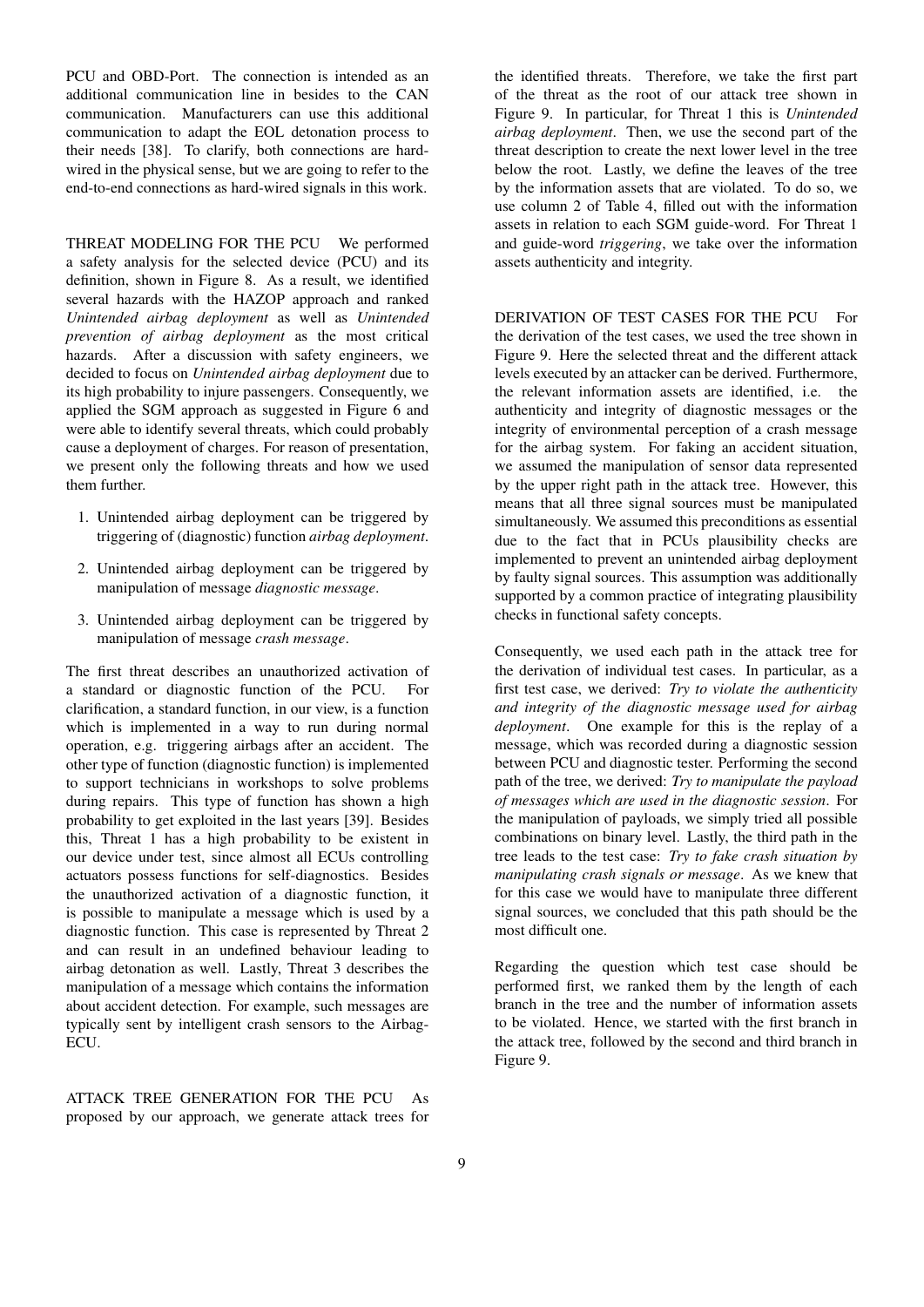PCU and OBD-Port. The connection is intended as an additional communication line in besides to the CAN communication. Manufacturers can use this additional communication to adapt the EOL detonation process to their needs [38]. To clarify, both connections are hard-wired in the physical sense, but we are going to refer to the end-to-end connections as hard-wired signals in this work.

THREAT MODELING FOR THE PCU We performed a safety analysis for the selected device (PCU) and its definition, shown in Figure 8. As a result, we identified several hazards with the HAZOP approach and ranked *Unintended airbag deployment* as well as *Unintended prevention of airbag deployment* as the most critical hazards. After a discussion with safety engineers, we decided to focus on *Unintended airbag deployment* due to its high probability to injure passengers. Consequently, we applied the SGM approach as suggested in Figure 6 and were able to identify several threats, which could probably cause a deployment of charges. For reason of presentation, we present only the following threats and how we used them further.

1. Unintended airbag deployment can be triggered by triggering of (diagnostic) function *airbag deployment*.
2. Unintended airbag deployment can be triggered by manipulation of message *diagnostic message*.
3. Unintended airbag deployment can be triggered by manipulation of message *crash message*.

The first threat describes an unauthorized activation of a standard or diagnostic function of the PCU. For clarification, a standard function, in our view, is a function which is implemented in a way to run during normal operation, e.g. triggering airbags after an accident. The other type of function (diagnostic function) is implemented to support technicians in workshops to solve problems during repairs. This type of function has shown a high probability to get exploited in the last years [39]. Besides this, Threat 1 has a high probability to be existent in our device under test, since almost all ECUs controlling actuators possess functions for self-diagnostics. Besides the unauthorized activation of a diagnostic function, it is possible to manipulate a message which is used by a diagnostic function. This case is represented by Threat 2 and can result in an undefined behaviour leading to airbag detonation as well. Lastly, Threat 3 describes the manipulation of a message which contains the information about accident detection. For example, such messages are typically sent by intelligent crash sensors to the Airbag-ECU.

ATTACK TREE GENERATION FOR THE PCU As proposed by our approach, we generate attack trees for the identified threats. Therefore, we take the first part of the threat as the root of our attack tree shown in Figure 9. In particular, for Threat 1 this is *Unintended airbag deployment*. Then, we use the second part of the threat description to create the next lower level in the tree below the root. Lastly, we define the leaves of the tree by the information assets that are violated. To do so, we use column 2 of Table 4, filled out with the information assets in relation to each SGM guide-word. For Threat 1 and guide-word *triggering*, we take over the information assets authenticity and integrity.

DERIVATION OF TEST CASES FOR THE PCU For the derivation of the test cases, we used the tree shown in Figure 9. Here the selected threat and the different attack levels executed by an attacker can be derived. Furthermore, the relevant information assets are identified, i.e. the authenticity and integrity of diagnostic messages or the integrity of environmental perception of a crash message for the airbag system. For faking an accident situation, we assumed the manipulation of sensor data represented by the upper right path in the attack tree. However, this means that all three signal sources must be manipulated simultaneously. We assumed this preconditions as essential due to the fact that in PCUs plausibility checks are implemented to prevent an unintended airbag deployment by faulty signal sources. This assumption was additionally supported by a common practice of integrating plausibility checks in functional safety concepts.

Consequently, we used each path in the attack tree for the derivation of individual test cases. In particular, as a first test case, we derived: *Try to violate the authenticity and integrity of the diagnostic message used for airbag deployment*. One example for this is the replay of a message, which was recorded during a diagnostic session between PCU and diagnostic tester. Performing the second path of the tree, we derived: *Try to manipulate the payload of messages which are used in the diagnostic session*. For the manipulation of payloads, we simply tried all possible combinations on binary level. Lastly, the third path in the tree leads to the test case: *Try to fake crash situation by manipulating crash signals or message*. As we knew that for this case we would have to manipulate three different signal sources, we concluded that this path should be the most difficult one.

Regarding the question which test case should be performed first, we ranked them by the length of each branch in the tree and the number of information assets to be violated. Hence, we started with the first branch in the attack tree, followed by the second and third branch in Figure 9.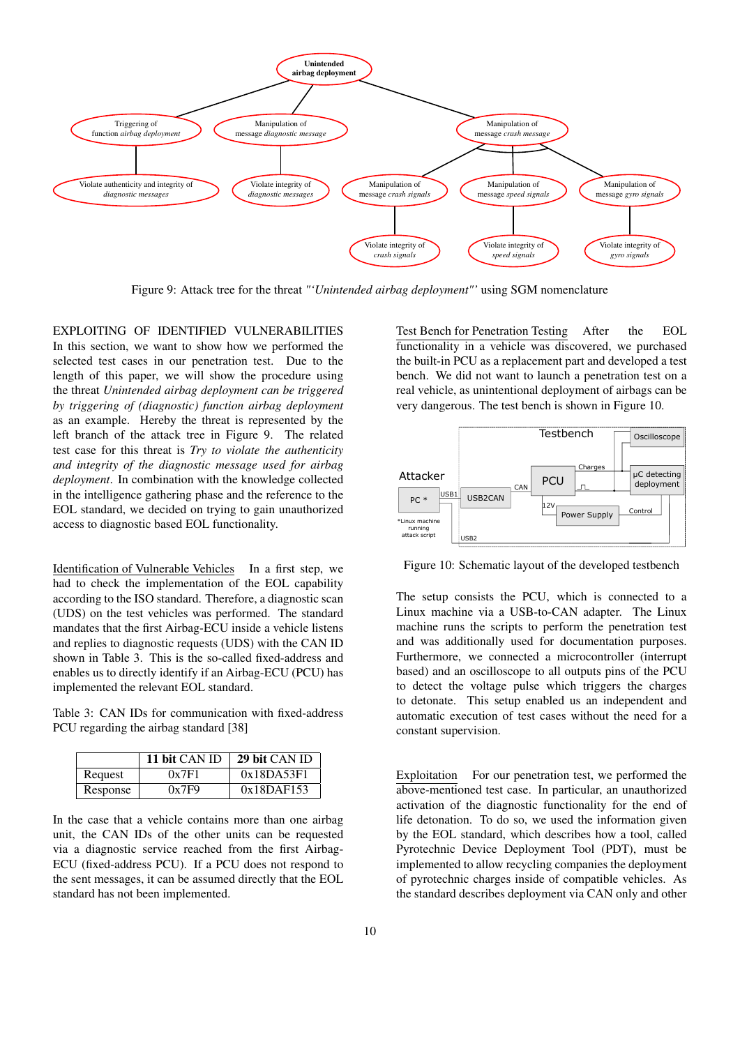Figure 9: Attack tree for the threat "'*Unintended airbag deployment*"' using SGM nomenclature

## EXPLOITING OF IDENTIFIED VULNERABILITIES

In this section, we want to show how we performed the selected test cases in our penetration test. Due to the length of this paper, we will show the procedure using the threat *Unintended airbag deployment can be triggered by triggering of (diagnostic) function airbag deployment* as an example. Hereby the threat is represented by the left branch of the attack tree in Figure 9. The related test case for this threat is *Try to violate the authenticity and integrity of the diagnostic message used for airbag deployment*. In combination with the knowledge collected in the intelligence gathering phase and the reference to the EOL standard, we decided on trying to gain unauthorized access to diagnostic based EOL functionality.

Identification of Vulnerable Vehicles In a first step, we had to check the implementation of the EOL capability according to the ISO standard. Therefore, a diagnostic scan (UDS) on the test vehicles was performed. The standard mandates that the first Airbag-ECU inside a vehicle listens and replies to diagnostic requests (UDS) with the CAN ID shown in Table 3. This is the so-called fixed-address and enables us to directly identify if an Airbag-ECU (PCU) has implemented the relevant EOL standard.

Table 3: CAN IDs for communication with fixed-address PCU regarding the airbag standard [38]

| | 11 bit CAN ID | 29 bit CAN ID |
|---|---|---|
| Request | 0x7F1 | 0x18DA53F1 |
| Response | 0x7F9 | 0x18DAF153 |

In the case that a vehicle contains more than one airbag unit, the CAN IDs of the other units can be requested via a diagnostic service reached from the first Airbag-ECU (fixed-address PCU). If a PCU does not respond to the sent messages, it can be assumed directly that the EOL standard has not been implemented.

Test Bench for Penetration Testing After the EOL functionality in a vehicle was discovered, we purchased the built-in PCU as a replacement part and developed a test bench. We did not want to launch a penetration test on a real vehicle, as unintentional deployment of airbags can be very dangerous. The test bench is shown in Figure 10.

Figure 10: Schematic layout of the developed testbench

The setup consists the PCU, which is connected to a Linux machine via a USB-to-CAN adapter. The Linux machine runs the scripts to perform the penetration test and was additionally used for documentation purposes. Furthermore, we connected a microcontroller (interrupt based) and an oscilloscope to all outputs pins of the PCU to detect the voltage pulse which triggers the charges to detonate. This setup enabled us an independent and automatic execution of test cases without the need for a constant supervision.

Exploitation For our penetration test, we performed the above-mentioned test case. In particular, an unauthorized activation of the diagnostic functionality for the end of life detonation. To do so, we used the information given by the EOL standard, which describes how a tool, called Pyrotechnic Device Deployment Tool (PDT), must be implemented to allow recycling companies the deployment of pyrotechnic charges inside of compatible vehicles. As the standard describes deployment via CAN only and other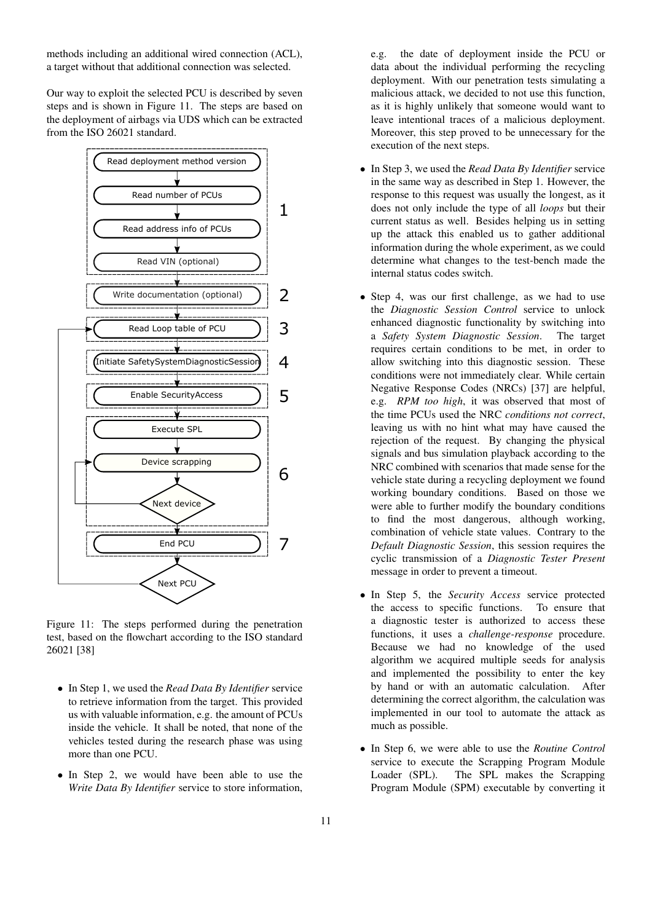methods including an additional wired connection (ACL), a target without that additional connection was selected.

Our way to exploit the selected PCU is described by seven steps and is shown in Figure 11. The steps are based on the deployment of airbags via UDS which can be extracted from the ISO 26021 standard.

Read deployment method version
Read number of PCUs
Read address info of PCUs
Read VIN (optional)
1
Write documentation (optional)
2
Read Loop table of PCU
3
Initiate SafetySystemDiagnosticSession
4
Enable SecurityAccess
5
Execute SPL
Device scrapping
Next device
6
End PCU
7
Next PCU

Figure 11: The steps performed during the penetration test, based on the flowchart according to the ISO standard 26021 [38]

- In Step 1, we used the *Read Data By Identifier* service to retrieve information from the target. This provided us with valuable information, e.g. the amount of PCUs inside the vehicle. It shall be noted, that none of the vehicles tested during the research phase was using more than one PCU.
- In Step 2, we would have been able to use the *Write Data By Identifier* service to store information, e.g. the date of deployment inside the PCU or data about the individual performing the recycling deployment. With our penetration tests simulating a malicious attack, we decided to not use this function, as it is highly unlikely that someone would want to leave intentional traces of a malicious deployment. Moreover, this step proved to be unnecessary for the execution of the next steps.
- In Step 3, we used the *Read Data By Identifier* service in the same way as described in Step 1. However, the response to this request was usually the longest, as it does not only include the type of all *loops* but their current status as well. Besides helping us in setting up the attack this enabled us to gather additional information during the whole experiment, as we could determine what changes to the test-bench made the internal status codes switch.
- Step 4, was our first challenge, as we had to use the *Diagnostic Session Control* service to unlock enhanced diagnostic functionality by switching into a *Safety System Diagnostic Session*. The target requires certain conditions to be met, in order to allow switching into this diagnostic session. These conditions were not immediately clear. While certain Negative Response Codes (NRCs) [37] are helpful, e.g. *RPM too high*, it was observed that most of the time PCUs used the NRC *conditions not correct*, leaving us with no hint what may have caused the rejection of the request. By changing the physical signals and bus simulation playback according to the NRC combined with scenarios that made sense for the vehicle state during a recycling deployment we found working boundary conditions. Based on those we were able to further modify the boundary conditions to find the most dangerous, although working, combination of vehicle state values. Contrary to the *Default Diagnostic Session*, this session requires the cyclic transmission of a *Diagnostic Tester Present* message in order to prevent a timeout.
- In Step 5, the *Security Access* service protected the access to specific functions. To ensure that a diagnostic tester is authorized to access these functions, it uses a *challenge-response* procedure. Because we had no knowledge of the used algorithm we acquired multiple seeds for analysis and implemented the possibility to enter the key by hand or with an automatic calculation. After determining the correct algorithm, the calculation was implemented in our tool to automate the attack as much as possible.
- In Step 6, we were able to use the *Routine Control* service to execute the Scrapping Program Module Loader (SPL). The SPL makes the Scrapping Program Module (SPM) executable by converting it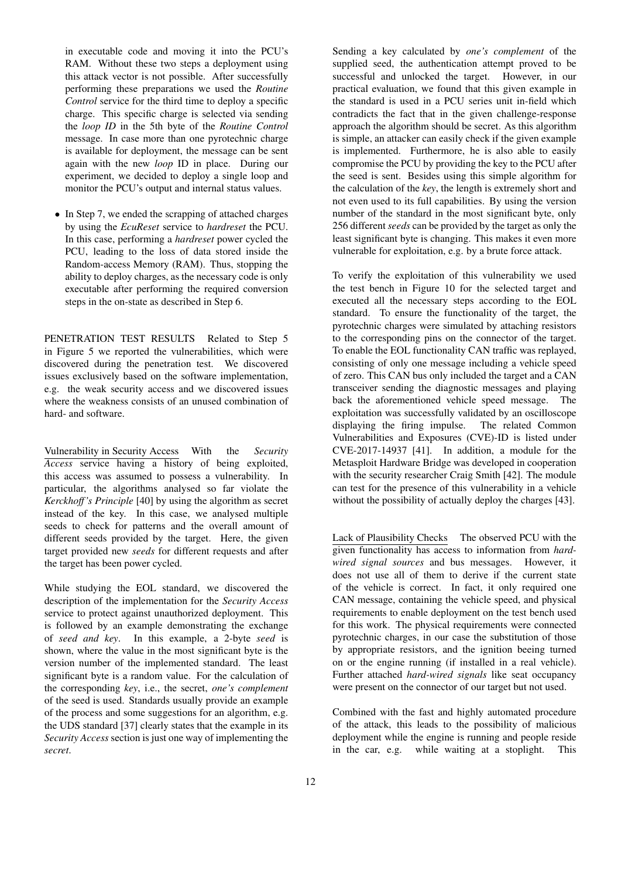in executable code and moving it into the PCU's RAM. Without these two steps a deployment using this attack vector is not possible. After successfully performing these preparations we used the *Routine Control* service for the third time to deploy a specific charge. This specific charge is selected via sending the *loop ID* in the 5th byte of the *Routine Control* message. In case more than one pyrotechnic charge is available for deployment, the message can be sent again with the new *loop* ID in place. During our experiment, we decided to deploy a single loop and monitor the PCU's output and internal status values.

- In Step 7, we ended the scrapping of attached charges by using the *EcuReset* service to *hardreset* the PCU. In this case, performing a *hardreset* power cycled the PCU, leading to the loss of data stored inside the Random-access Memory (RAM). Thus, stopping the ability to deploy charges, as the necessary code is only executable after performing the required conversion steps in the on-state as described in Step 6.

PENETRATION TEST RESULTS Related to Step 5 in Figure 5 we reported the vulnerabilities, which were discovered during the penetration test. We discovered issues exclusively based on the software implementation, e.g. the weak security access and we discovered issues where the weakness consists of an unused combination of hard- and software.

Vulnerability in Security Access With the *Security Access* service having a history of being exploited, this access was assumed to possess a vulnerability. In particular, the algorithms analysed so far violate the *Kerckhoff's Principle* [40] by using the algorithm as secret instead of the key. In this case, we analysed multiple seeds to check for patterns and the overall amount of different seeds provided by the target. Here, the given target provided new *seeds* for different requests and after the target has been power cycled.

While studying the EOL standard, we discovered the description of the implementation for the *Security Access* service to protect against unauthorized deployment. This is followed by an example demonstrating the exchange of *seed and key*. In this example, a 2-byte *seed* is shown, where the value in the most significant byte is the version number of the implemented standard. The least significant byte is a random value. For the calculation of the corresponding *key*, i.e., the secret, *one's complement* of the seed is used. Standards usually provide an example of the process and some suggestions for an algorithm, e.g. the UDS standard [37] clearly states that the example in its *Security Access* section is just one way of implementing the *secret*.

Sending a key calculated by *one's complement* of the supplied seed, the authentication attempt proved to be successful and unlocked the target. However, in our practical evaluation, we found that this given example in the standard is used in a PCU series unit in-field which contradicts the fact that in the given challenge-response approach the algorithm should be secret. As this algorithm is simple, an attacker can easily check if the given example is implemented. Furthermore, he is also able to easily compromise the PCU by providing the key to the PCU after the seed is sent. Besides using this simple algorithm for the calculation of the *key*, the length is extremely short and not even used to its full capabilities. By using the version number of the standard in the most significant byte, only 256 different *seeds* can be provided by the target as only the least significant byte is changing. This makes it even more vulnerable for exploitation, e.g. by a brute force attack.

To verify the exploitation of this vulnerability we used the test bench in Figure 10 for the selected target and executed all the necessary steps according to the EOL standard. To ensure the functionality of the target, the pyrotechnic charges were simulated by attaching resistors to the corresponding pins on the connector of the target. To enable the EOL functionality CAN traffic was replayed, consisting of only one message including a vehicle speed of zero. This CAN bus only included the target and a CAN transceiver sending the diagnostic messages and playing back the aforementioned vehicle speed message. The exploitation was successfully validated by an oscilloscope displaying the firing impulse. The related Common Vulnerabilities and Exposures (CVE)-ID is listed under CVE-2017-14937 [41]. In addition, a module for the Metasploit Hardware Bridge was developed in cooperation with the security researcher Craig Smith [42]. The module can test for the presence of this vulnerability in a vehicle without the possibility of actually deploy the charges [43].

Lack of Plausibility Checks The observed PCU with the given functionality has access to information from *hard-wired signal sources* and bus messages. However, it does not use all of them to derive if the current state of the vehicle is correct. In fact, it only required one CAN message, containing the vehicle speed, and physical requirements to enable deployment on the test bench used for this work. The physical requirements were connected pyrotechnic charges, in our case the substitution of those by appropriate resistors, and the ignition beeing turned on or the engine running (if installed in a real vehicle). Further attached *hard-wired signals* like seat occupancy were present on the connector of our target but not used.

Combined with the fast and highly automated procedure of the attack, this leads to the possibility of malicious deployment while the engine is running and people reside in the car, e.g. while waiting at a stoplight. This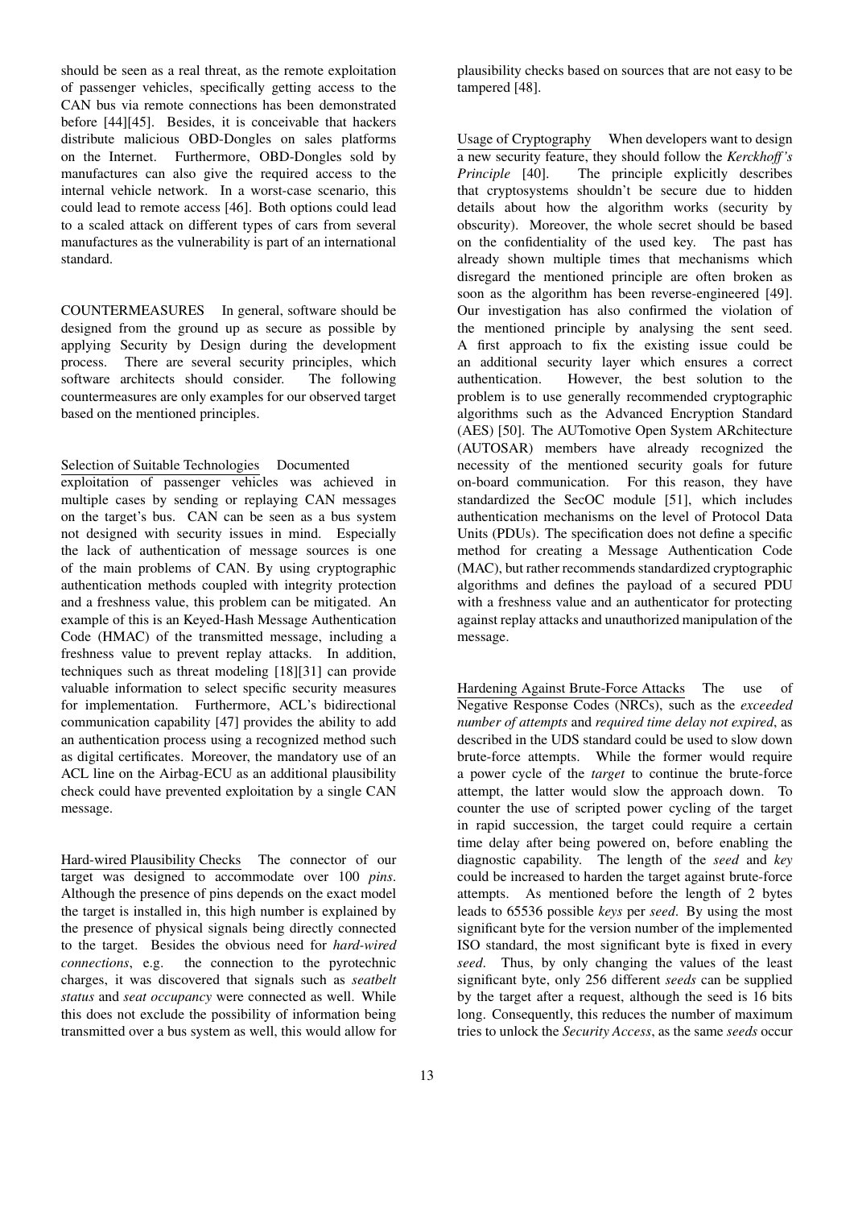should be seen as a real threat, as the remote exploitation of passenger vehicles, specifically getting access to the CAN bus via remote connections has been demonstrated before [44][45]. Besides, it is conceivable that hackers distribute malicious OBD-Dongles on sales platforms on the Internet. Furthermore, OBD-Dongles sold by manufactures can also give the required access to the internal vehicle network. In a worst-case scenario, this could lead to remote access [46]. Both options could lead to a scaled attack on different types of cars from several manufactures as the vulnerability is part of an international standard.

COUNTERMEASURES In general, software should be designed from the ground up as secure as possible by applying Security by Design during the development process. There are several security principles, which software architects should consider. The following countermeasures are only examples for our observed target based on the mentioned principles.

Selection of Suitable Technologies Documented exploitation of passenger vehicles was achieved in multiple cases by sending or replaying CAN messages on the target's bus. CAN can be seen as a bus system not designed with security issues in mind. Especially the lack of authentication of message sources is one of the main problems of CAN. By using cryptographic authentication methods coupled with integrity protection and a freshness value, this problem can be mitigated. An example of this is an Keyed-Hash Message Authentication Code (HMAC) of the transmitted message, including a freshness value to prevent replay attacks. In addition, techniques such as threat modeling [18][31] can provide valuable information to select specific security measures for implementation. Furthermore, ACL's bidirectional communication capability [47] provides the ability to add an authentication process using a recognized method such as digital certificates. Moreover, the mandatory use of an ACL line on the Airbag-ECU as an additional plausibility check could have prevented exploitation by a single CAN message.

Hard-wired Plausibility Checks The connector of our target was designed to accommodate over 100 *pins*. Although the presence of pins depends on the exact model the target is installed in, this high number is explained by the presence of physical signals being directly connected to the target. Besides the obvious need for *hard-wired connections*, e.g. the connection to the pyrotechnic charges, it was discovered that signals such as *seatbelt status* and *seat occupancy* were connected as well. While this does not exclude the possibility of information being transmitted over a bus system as well, this would allow for plausibility checks based on sources that are not easy to be tampered [48].

Usage of Cryptography When developers want to design a new security feature, they should follow the *Kerckhoff's Principle* [40]. The principle explicitly describes that cryptosystems shouldn't be secure due to hidden details about how the algorithm works (security by obscurity). Moreover, the whole secret should be based on the confidentiality of the used key. The past has already shown multiple times that mechanisms which disregard the mentioned principle are often broken as soon as the algorithm has been reverse-engineered [49]. Our investigation has also confirmed the violation of the mentioned principle by analysing the sent seed. A first approach to fix the existing issue could be an additional security layer which ensures a correct authentication. However, the best solution to the problem is to use generally recommended cryptographic algorithms such as the Advanced Encryption Standard (AES) [50]. The AUTomotive Open System ARchitecture (AUTOSAR) members have already recognized the necessity of the mentioned security goals for future on-board communication. For this reason, they have standardized the SecOC module [51], which includes authentication mechanisms on the level of Protocol Data Units (PDUs). The specification does not define a specific method for creating a Message Authentication Code (MAC), but rather recommends standardized cryptographic algorithms and defines the payload of a secured PDU with a freshness value and an authenticator for protecting against replay attacks and unauthorized manipulation of the message.

Hardening Against Brute-Force Attacks The use of Negative Response Codes (NRCs), such as the *exceeded number of attempts* and *required time delay not expired*, as described in the UDS standard could be used to slow down brute-force attempts. While the former would require a power cycle of the *target* to continue the brute-force attempt, the latter would slow the approach down. To counter the use of scripted power cycling of the target in rapid succession, the target could require a certain time delay after being powered on, before enabling the diagnostic capability. The length of the *seed* and *key* could be increased to harden the target against brute-force attempts. As mentioned before the length of 2 bytes leads to 65536 possible *keys* per *seed*. By using the most significant byte for the version number of the implemented ISO standard, the most significant byte is fixed in every *seed*. Thus, by only changing the values of the least significant byte, only 256 different *seeds* can be supplied by the target after a request, although the seed is 16 bits long. Consequently, this reduces the number of maximum tries to unlock the *Security Access*, as the same *seeds* occur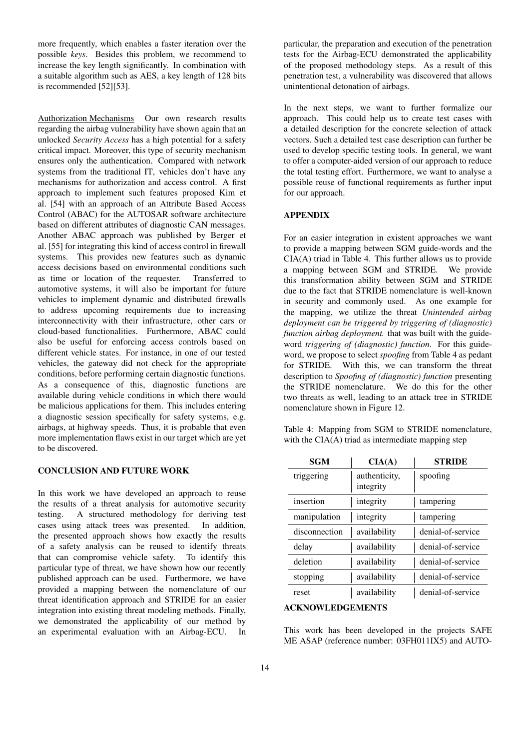more frequently, which enables a faster iteration over the possible *keys*. Besides this problem, we recommend to increase the key length significantly. In combination with a suitable algorithm such as AES, a key length of 128 bits is recommended [52][53].

Authorization Mechanisms Our own research results regarding the airbag vulnerability have shown again that an unlocked *Security Access* has a high potential for a safety critical impact. Moreover, this type of security mechanism ensures only the authentication. Compared with network systems from the traditional IT, vehicles don't have any mechanisms for authorization and access control. A first approach to implement such features proposed Kim et al. [54] with an approach of an Attribute Based Access Control (ABAC) for the AUTOSAR software architecture based on different attributes of diagnostic CAN messages. Another ABAC approach was published by Berger et al. [55] for integrating this kind of access control in firewall systems. This provides new features such as dynamic access decisions based on environmental conditions such as time or location of the requester. Transferred to automotive systems, it will also be important for future vehicles to implement dynamic and distributed firewalls to address upcoming requirements due to increasing interconnectivity with their infrastructure, other cars or cloud-based functionalities. Furthermore, ABAC could also be useful for enforcing access controls based on different vehicle states. For instance, in one of our tested vehicles, the gateway did not check for the appropriate conditions, before performing certain diagnostic functions. As a consequence of this, diagnostic functions are available during vehicle conditions in which there would be malicious applications for them. This includes entering a diagnostic session specifically for safety systems, e.g. airbags, at highway speeds. Thus, it is probable that even more implementation flaws exist in our target which are yet to be discovered.

## CONCLUSION AND FUTURE WORK

In this work we have developed an approach to reuse the results of a threat analysis for automotive security testing. A structured methodology for deriving test cases using attack trees was presented. In addition, the presented approach shows how exactly the results of a safety analysis can be reused to identify threats that can compromise vehicle safety. To identify this particular type of threat, we have shown how our recently published approach can be used. Furthermore, we have provided a mapping between the nomenclature of our threat identification approach and STRIDE for an easier integration into existing threat modeling methods. Finally, we demonstrated the applicability of our method by an experimental evaluation with an Airbag-ECU. In particular, the preparation and execution of the penetration tests for the Airbag-ECU demonstrated the applicability of the proposed methodology steps. As a result of this penetration test, a vulnerability was discovered that allows unintentional detonation of airbags.

In the next steps, we want to further formalize our approach. This could help us to create test cases with a detailed description for the concrete selection of attack vectors. Such a detailed test case description can further be used to develop specific testing tools. In general, we want to offer a computer-aided version of our approach to reduce the total testing effort. Furthermore, we want to analyse a possible reuse of functional requirements as further input for our approach.

## APPENDIX

For an easier integration in existent approaches we want to provide a mapping between SGM guide-words and the CIA(A) triad in Table 4. This further allows us to provide a mapping between SGM and STRIDE. We provide this transformation ability between SGM and STRIDE due to the fact that STRIDE nomenclature is well-known in security and commonly used. As one example for the mapping, we utilize the threat *Unintended airbag deployment can be triggered by triggering of (diagnostic) function airbag deployment.* that was built with the guide-word *triggering of (diagnostic) function*. For this guide-word, we propose to select *spoofing* from Table 4 as pedant for STRIDE. With this, we can transform the threat description to *Spoofing of (diagnostic) function* presenting the STRIDE nomenclature. We do this for the other two threats as well, leading to an attack tree in STRIDE nomenclature shown in Figure 12.

Table 4: Mapping from SGM to STRIDE nomenclature, with the CIA(A) triad as intermediate mapping step

| SGM | CIA(A) | STRIDE |
|---|---|---|
| triggering | authenticity, integrity | spoofing |
| insertion | integrity | tampering |
| manipulation | integrity | tampering |
| disconnection | availability | denial-of-service |
| delay | availability | denial-of-service |
| deletion | availability | denial-of-service |
| stopping | availability | denial-of-service |
| reset | availability | denial-of-service |

## ACKNOWLEDGEMENTS

This work has been developed in the projects SAFE ME ASAP (reference number: 03FH011IX5) and AUTO-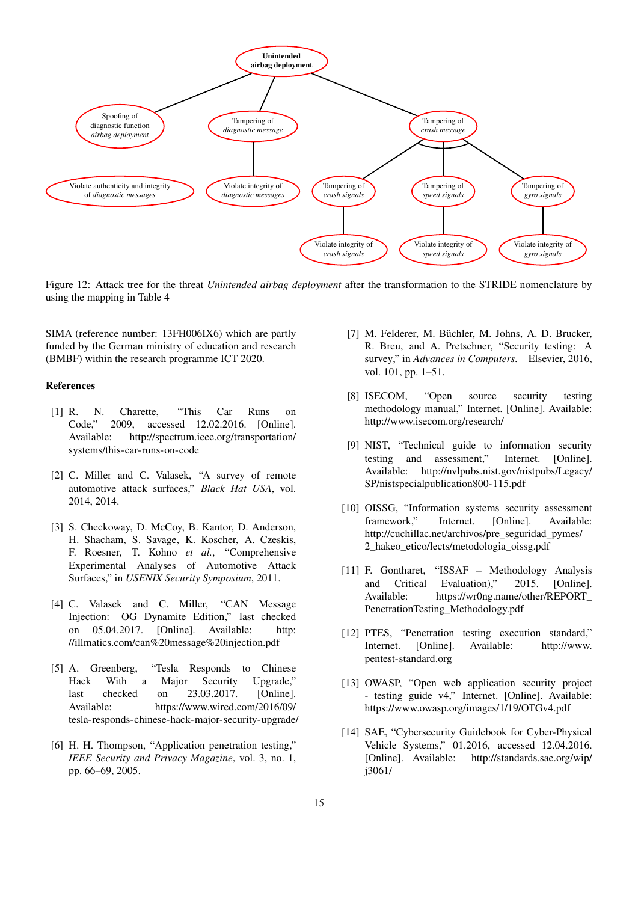Figure 12: Attack tree for the threat *Unintended airbag deployment* after the transformation to the STRIDE nomenclature by using the mapping in Table 4

SIMA (reference number: 13FH006IX6) which are partly funded by the German ministry of education and research (BMBF) within the research programme ICT 2020.

## References

[1] R. N. Charette, "This Car Runs on Code," 2009, accessed 12.02.2016. [Online]. Available: http://spectrum.ieee.org/transportation/systems/this-car-runs-on-code

[2] C. Miller and C. Valasek, "A survey of remote automotive attack surfaces," *Black Hat USA*, vol. 2014, 2014.

[3] S. Checkoway, D. McCoy, B. Kantor, D. Anderson, H. Shacham, S. Savage, K. Koscher, A. Czeskis, F. Roesner, T. Kohno *et al.*, "Comprehensive Experimental Analyses of Automotive Attack Surfaces," in *USENIX Security Symposium*, 2011.

[4] C. Valasek and C. Miller, "CAN Message Injection: OG Dynamite Edition," last checked on 05.04.2017. [Online]. Available: http://illmatics.com/can%20message%20injection.pdf

[5] A. Greenberg, "Tesla Responds to Chinese Hack With a Major Security Upgrade," last checked on 23.03.2017. [Online]. Available: https://www.wired.com/2016/09/tesla-responds-chinese-hack-major-security-upgrade/

[6] H. H. Thompson, "Application penetration testing," *IEEE Security and Privacy Magazine*, vol. 3, no. 1, pp. 66–69, 2005.

[7] M. Felderer, M. Büchler, M. Johns, A. D. Brucker, R. Breu, and A. Pretschner, "Security testing: A survey," in *Advances in Computers*. Elsevier, 2016, vol. 101, pp. 1–51.

[8] ISECOM, "Open source security testing methodology manual," Internet. [Online]. Available: http://www.isecom.org/research/

[9] NIST, "Technical guide to information security testing and assessment," Internet. [Online]. Available: http://nvlpubs.nist.gov/nistpubs/Legacy/SP/nistspecialpublication800-115.pdf

[10] OISSG, "Information systems security assessment framework," Internet. [Online]. Available: http://cuchillac.net/archivos/pre_seguridad_pymes/2_hakeo_etico/lects/metodologia_oissg.pdf

[11] F. Gontharet, "ISSAF – Methodology Analysis and Critical Evaluation)," 2015. [Online]. Available: https://wr0ng.name/other/REPORT_PenetrationTesting_Methodology.pdf

[12] PTES, "Penetration testing execution standard," Internet. [Online]. Available: http://www.pentest-standard.org

[13] OWASP, "Open web application security project - testing guide v4," Internet. [Online]. Available: https://www.owasp.org/images/1/19/OTGv4.pdf

[14] SAE, "Cybersecurity Guidebook for Cyber-Physical Vehicle Systems," 01.2016, accessed 12.04.2016. [Online]. Available: http://standards.sae.org/wip/j3061/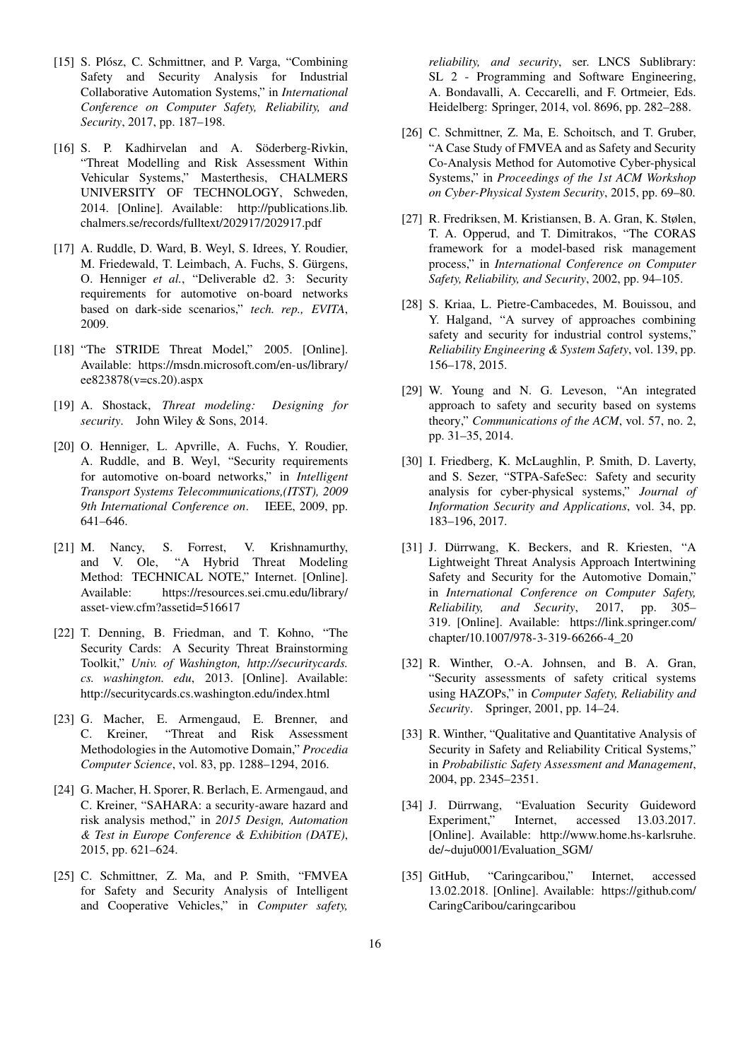[15] S. Plósz, C. Schmittner, and P. Varga, "Combining Safety and Security Analysis for Industrial Collaborative Automation Systems," in *International Conference on Computer Safety, Reliability, and Security*, 2017, pp. 187–198.

[16] S. P. Kadhirvelan and A. Söderberg-Rivkin, "Threat Modelling and Risk Assessment Within Vehicular Systems," Masterthesis, CHALMERS UNIVERSITY OF TECHNOLOGY, Schweden, 2014. [Online]. Available: http://publications.lib.chalmers.se/records/fulltext/202917/202917.pdf

[17] A. Ruddle, D. Ward, B. Weyl, S. Idrees, Y. Roudier, M. Friedewald, T. Leimbach, A. Fuchs, S. Gürgens, O. Henniger *et al.*, "Deliverable d2. 3: Security requirements for automotive on-board networks based on dark-side scenarios," *tech. rep., EVITA*, 2009.

[18] "The STRIDE Threat Model," 2005. [Online]. Available: https://msdn.microsoft.com/en-us/library/ee823878(v=cs.20).aspx

[19] A. Shostack, *Threat modeling: Designing for security*. John Wiley & Sons, 2014.

[20] O. Henniger, L. Apvrille, A. Fuchs, Y. Roudier, A. Ruddle, and B. Weyl, "Security requirements for automotive on-board networks," in *Intelligent Transport Systems Telecommunications,(ITST), 2009 9th International Conference on*. IEEE, 2009, pp. 641–646.

[21] M. Nancy, S. Forrest, V. Krishnamurthy, and V. Ole, "A Hybrid Threat Modeling Method: TECHNICAL NOTE," Internet. [Online]. Available: https://resources.sei.cmu.edu/library/asset-view.cfm?assetid=516617

[22] T. Denning, B. Friedman, and T. Kohno, "The Security Cards: A Security Threat Brainstorming Toolkit," *Univ. of Washington, http://securitycards.cs.washington.edu*, 2013. [Online]. Available: http://securitycards.cs.washington.edu/index.html

[23] G. Macher, E. Armengaud, E. Brenner, and C. Kreiner, "Threat and Risk Assessment Methodologies in the Automotive Domain," *Procedia Computer Science*, vol. 83, pp. 1288–1294, 2016.

[24] G. Macher, H. Sporer, R. Berlach, E. Armengaud, and C. Kreiner, "SAHARA: a security-aware hazard and risk analysis method," in *2015 Design, Automation & Test in Europe Conference & Exhibition (DATE)*, 2015, pp. 621–624.

[25] C. Schmittner, Z. Ma, and P. Smith, "FMVEA for Safety and Security Analysis of Intelligent and Cooperative Vehicles," in *Computer safety, reliability, and security*, ser. LNCS Sublibrary: SL 2 - Programming and Software Engineering, A. Bondavalli, A. Ceccarelli, and F. Ortmeier, Eds. Heidelberg: Springer, 2014, vol. 8696, pp. 282–288.

[26] C. Schmittner, Z. Ma, E. Schoitsch, and T. Gruber, "A Case Study of FMVEA and as Safety and Security Co-Analysis Method for Automotive Cyber-physical Systems," in *Proceedings of the 1st ACM Workshop on Cyber-Physical System Security*, 2015, pp. 69–80.

[27] R. Fredriksen, M. Kristiansen, B. A. Gran, K. Stølen, T. A. Opperud, and T. Dimitrakos, "The CORAS framework for a model-based risk management process," in *International Conference on Computer Safety, Reliability, and Security*, 2002, pp. 94–105.

[28] S. Kriaa, L. Pietre-Cambacedes, M. Bouissou, and Y. Halgand, "A survey of approaches combining safety and security for industrial control systems," *Reliability Engineering & System Safety*, vol. 139, pp. 156–178, 2015.

[29] W. Young and N. G. Leveson, "An integrated approach to safety and security based on systems theory," *Communications of the ACM*, vol. 57, no. 2, pp. 31–35, 2014.

[30] I. Friedberg, K. McLaughlin, P. Smith, D. Laverty, and S. Sezer, "STPA-SafeSec: Safety and security analysis for cyber-physical systems," *Journal of Information Security and Applications*, vol. 34, pp. 183–196, 2017.

[31] J. Dürrwang, K. Beckers, and R. Kriesten, "A Lightweight Threat Analysis Approach Intertwining Safety and Security for the Automotive Domain," in *International Conference on Computer Safety, Reliability, and Security*, 2017, pp. 305–319. [Online]. Available: https://link.springer.com/chapter/10.1007/978-3-319-66266-4_20

[32] R. Winther, O.-A. Johnsen, and B. A. Gran, "Security assessments of safety critical systems using HAZOPs," in *Computer Safety, Reliability and Security*. Springer, 2001, pp. 14–24.

[33] R. Winther, "Qualitative and Quantitative Analysis of Security in Safety and Reliability Critical Systems," in *Probabilistic Safety Assessment and Management*, 2004, pp. 2345–2351.

[34] J. Dürrwang, "Evaluation Security Guideword Experiment," Internet, accessed 13.03.2017. [Online]. Available: http://www.home.hs-karlsruhe.de/~duju0001/Evaluation_SGM/

[35] GitHub, "Caringcaribou," Internet, accessed 13.02.2018. [Online]. Available: https://github.com/CaringCaribou/caringcaribou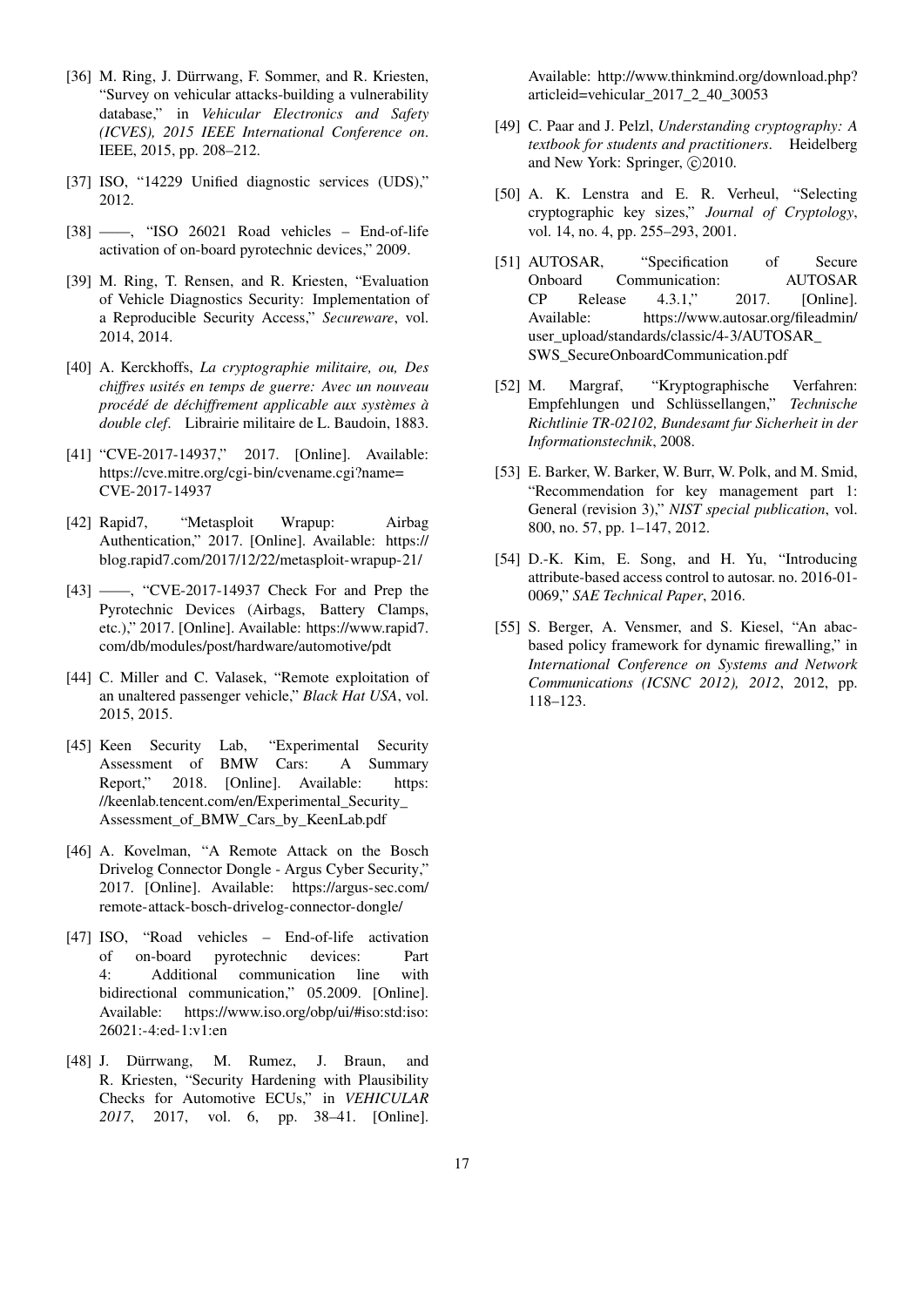[36] M. Ring, J. Dürrwang, F. Sommer, and R. Kriesten, "Survey on vehicular attacks-building a vulnerability database," in *Vehicular Electronics and Safety (ICVES), 2015 IEEE International Conference on*. IEEE, 2015, pp. 208–212.

[37] ISO, "14229 Unified diagnostic services (UDS)," 2012.

[38] ——, "ISO 26021 Road vehicles – End-of-life activation of on-board pyrotechnic devices," 2009.

[39] M. Ring, T. Rensen, and R. Kriesten, "Evaluation of Vehicle Diagnostics Security: Implementation of a Reproducible Security Access," *Secureware*, vol. 2014, 2014.

[40] A. Kerckhoffs, *La cryptographie militaire, ou, Des chiffres usités en temps de guerre: Avec un nouveau procédé de déchiffrement applicable aux systèmes à double clef*. Librairie militaire de L. Baudoin, 1883.

[41] "CVE-2017-14937," 2017. [Online]. Available: https://cve.mitre.org/cgi-bin/cvename.cgi?name=CVE-2017-14937

[42] Rapid7, "Metasploit Wrapup: Airbag Authentication," 2017. [Online]. Available: https://blog.rapid7.com/2017/12/22/metasploit-wrapup-21/

[43] ——, "CVE-2017-14937 Check For and Prep the Pyrotechnic Devices (Airbags, Battery Clamps, etc.)," 2017. [Online]. Available: https://www.rapid7.com/db/modules/post/hardware/automotive/pdt

[44] C. Miller and C. Valasek, "Remote exploitation of an unaltered passenger vehicle," *Black Hat USA*, vol. 2015, 2015.

[45] Keen Security Lab, "Experimental Security Assessment of BMW Cars: A Summary Report," 2018. [Online]. Available: https://keenlab.tencent.com/en/Experimental_Security_Assessment_of_BMW_Cars_by_KeenLab.pdf

[46] A. Kovelman, "A Remote Attack on the Bosch Drivelog Connector Dongle - Argus Cyber Security," 2017. [Online]. Available: https://argus-sec.com/remote-attack-bosch-drivelog-connector-dongle/

[47] ISO, "Road vehicles – End-of-life activation of on-board pyrotechnic devices: Part 4: Additional communication line with bidirectional communication," 05.2009. [Online]. Available: https://www.iso.org/obp/ui/#iso:std:iso:26021:-4:ed-1:v1:en

[48] J. Dürrwang, M. Rumez, J. Braun, and R. Kriesten, "Security Hardening with Plausibility Checks for Automotive ECUs," in *VEHICULAR 2017*, 2017, vol. 6, pp. 38–41. [Online]. Available: http://www.thinkmind.org/download.php?articleid=vehicular_2017_2_40_30053

[49] C. Paar and J. Pelzl, *Understanding cryptography: A textbook for students and practitioners*. Heidelberg and New York: Springer, ©2010.

[50] A. K. Lenstra and E. R. Verheul, "Selecting cryptographic key sizes," *Journal of Cryptology*, vol. 14, no. 4, pp. 255–293, 2001.

[51] AUTOSAR, "Specification of Secure Onboard Communication: AUTOSAR CP Release 4.3.1," 2017. [Online]. Available: https://www.autosar.org/fileadmin/user_upload/standards/classic/4-3/AUTOSAR_SWS_SecureOnboardCommunication.pdf

[52] M. Margraf, "Kryptographische Verfahren: Empfehlungen und Schlüssellangen," *Technische Richtlinie TR-02102, Bundesamt fur Sicherheit in der Informationstechnik*, 2008.

[53] E. Barker, W. Barker, W. Burr, W. Polk, and M. Smid, "Recommendation for key management part 1: General (revision 3)," *NIST special publication*, vol. 800, no. 57, pp. 1–147, 2012.

[54] D.-K. Kim, E. Song, and H. Yu, "Introducing attribute-based access control to autosar. no. 2016-01-0069," *SAE Technical Paper*, 2016.

[55] S. Berger, A. Vensmer, and S. Kiesel, "An abac-based policy framework for dynamic firewalling," in *International Conference on Systems and Network Communications (ICSNC 2012), 2012*, 2012, pp. 118–123.